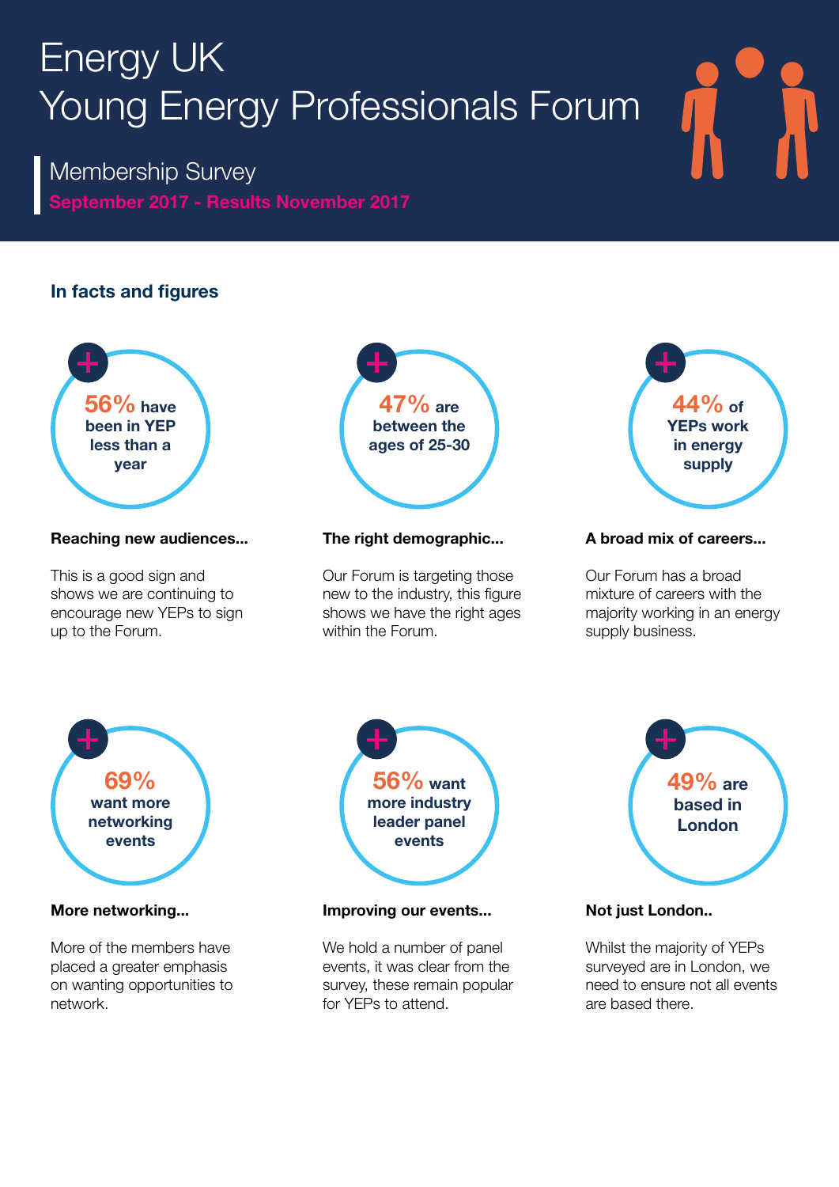# Energy UK
# Young Energy Professionals Forum

## Membership Survey

**September 2017 - Results November 2017**

### In facts and figures

**56% have been in YEP less than a year**

**Reaching new audiences...**

This is a good sign and shows we are continuing to encourage new YEPs to sign up to the Forum.

**47% are between the ages of 25-30**

**The right demographic...**

Our Forum is targeting those new to the industry, this figure shows we have the right ages within the Forum.

**44% of YEPs work in energy supply**

**A broad mix of careers...**

Our Forum has a broad mixture of careers with the majority working in an energy supply business.

**69% want more networking events**

**More networking...**

More of the members have placed a greater emphasis on wanting opportunities to network.

**56% want more industry leader panel events**

**Improving our events...**

We hold a number of panel events, it was clear from the survey, these remain popular for YEPs to attend.

**49% are based in London**

**Not just London..**

Whilst the majority of YEPs surveyed are in London, we need to ensure not all events are based there.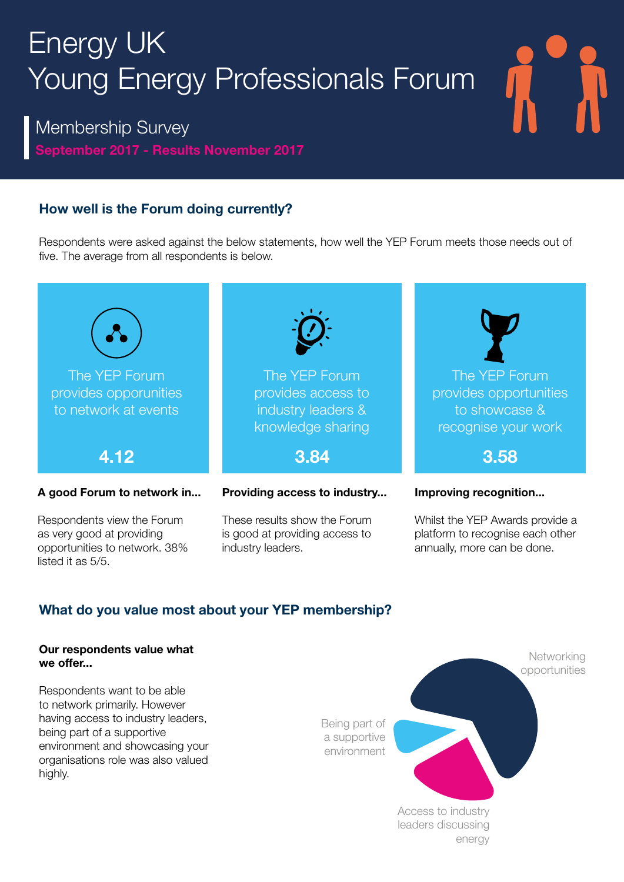# Energy UK Young Energy Professionals Forum

## Membership Survey

**September 2017 - Results November 2017**

### How well is the Forum doing currently?

Respondents were asked against the below statements, how well the YEP Forum meets those needs out of five. The average from all respondents is below.

| Statement | Score |
| --- | --- |
| The YEP Forum provides opporunities to network at events | 4.12 |
| The YEP Forum provides access to industry leaders & knowledge sharing | 3.84 |
| The YEP Forum provides opportunities to showcase & recognise your work | 3.58 |

**A good Forum to network in...**

Respondents view the Forum as very good at providing opportunities to network. 38% listed it as 5/5.

**Providing access to industry...**

These results show the Forum is good at providing access to industry leaders.

**Improving recognition...**

Whilst the YEP Awards provide a platform to recognise each other annually, more can be done.

### What do you value most about your YEP membership?

**Our respondents value what we offer...**

Respondents want to be able to network primarily. However having access to industry leaders, being part of a supportive environment and showcasing your organisations role was also valued highly.

Networking opportunities

Being part of a supportive environment

Access to industry leaders discussing energy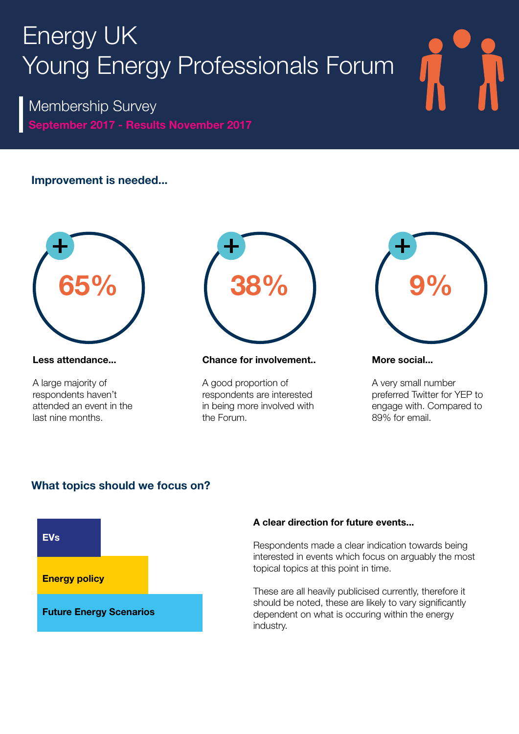# Energy UK
# Young Energy Professionals Forum

## Membership Survey

**September 2017 - Results November 2017**

### Improvement is needed...

**65%**

**Less attendance...**

A large majority of respondents haven't attended an event in the last nine months.

**38%**

**Chance for involvement..**

A good proportion of respondents are interested in being more involved with the Forum.

**9%**

**More social...**

A very small number preferred Twitter for YEP to engage with. Compared to 89% for email.

### What topics should we focus on?

- **EVs**
- **Energy policy**
- **Future Energy Scenarios**

**A clear direction for future events...**

Respondents made a clear indication towards being interested in events which focus on arguably the most topical topics at this point in time.

These are all heavily publicised currently, therefore it should be noted, these are likely to vary significantly dependent on what is occuring within the energy industry.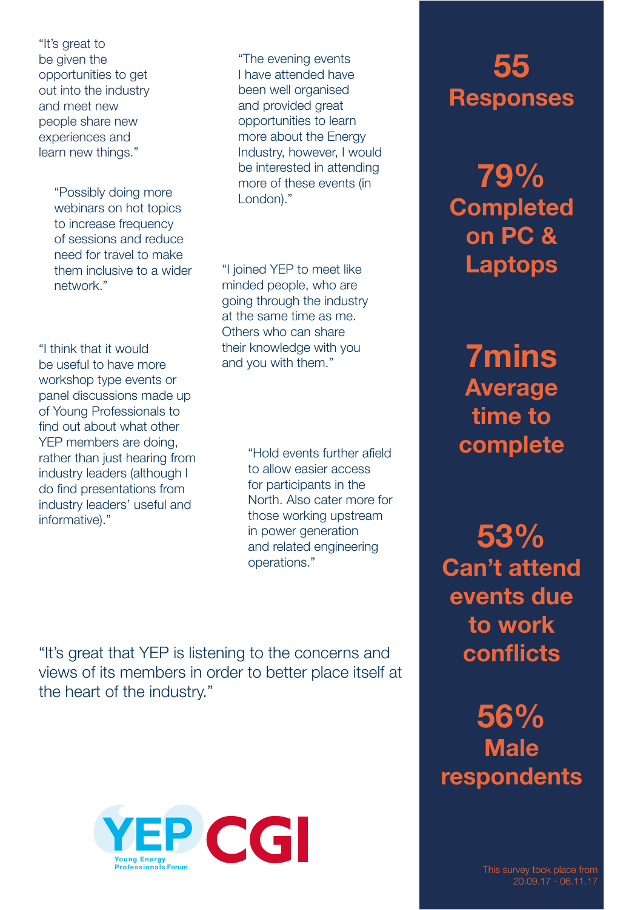"It's great to be given the opportunities to get out into the industry and meet new people share new experiences and learn new things."

"The evening events I have attended have been well organised and provided great opportunities to learn more about the Energy Industry, however, I would be interested in attending more of these events (in London)."

"Possibly doing more webinars on hot topics to increase frequency of sessions and reduce need for travel to make them inclusive to a wider network."

"I joined YEP to meet like minded people, who are going through the industry at the same time as me. Others who can share their knowledge with you and you with them."

"I think that it would be useful to have more workshop type events or panel discussions made up of Young Professionals to find out about what other YEP members are doing, rather than just hearing from industry leaders (although I do find presentations from industry leaders' useful and informative)."

"Hold events further afield to allow easier access for participants in the North. Also cater more for those working upstream in power generation and related engineering operations."

"It's great that YEP is listening to the concerns and views of its members in order to better place itself at the heart of the industry."

YEP Young Energy Professionals Forum

CGI

**55**
**Responses**

**79%**
**Completed on PC & Laptops**

**7mins**
**Average time to complete**

**53%**
**Can't attend events due to work conflicts**

**56%**
**Male respondents**

This survey took place from 20.09.17 - 06.11.17